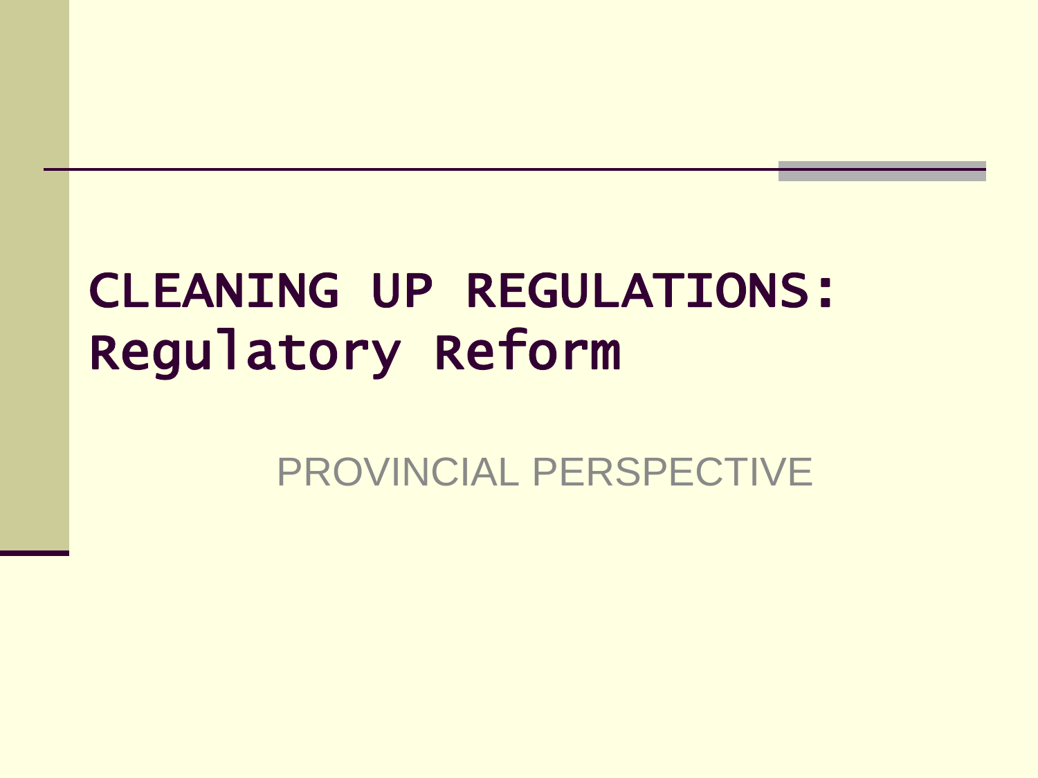# CLEANING UP REGULATIONS: Regulatory Reform

PROVINCIAL PERSPECTIVE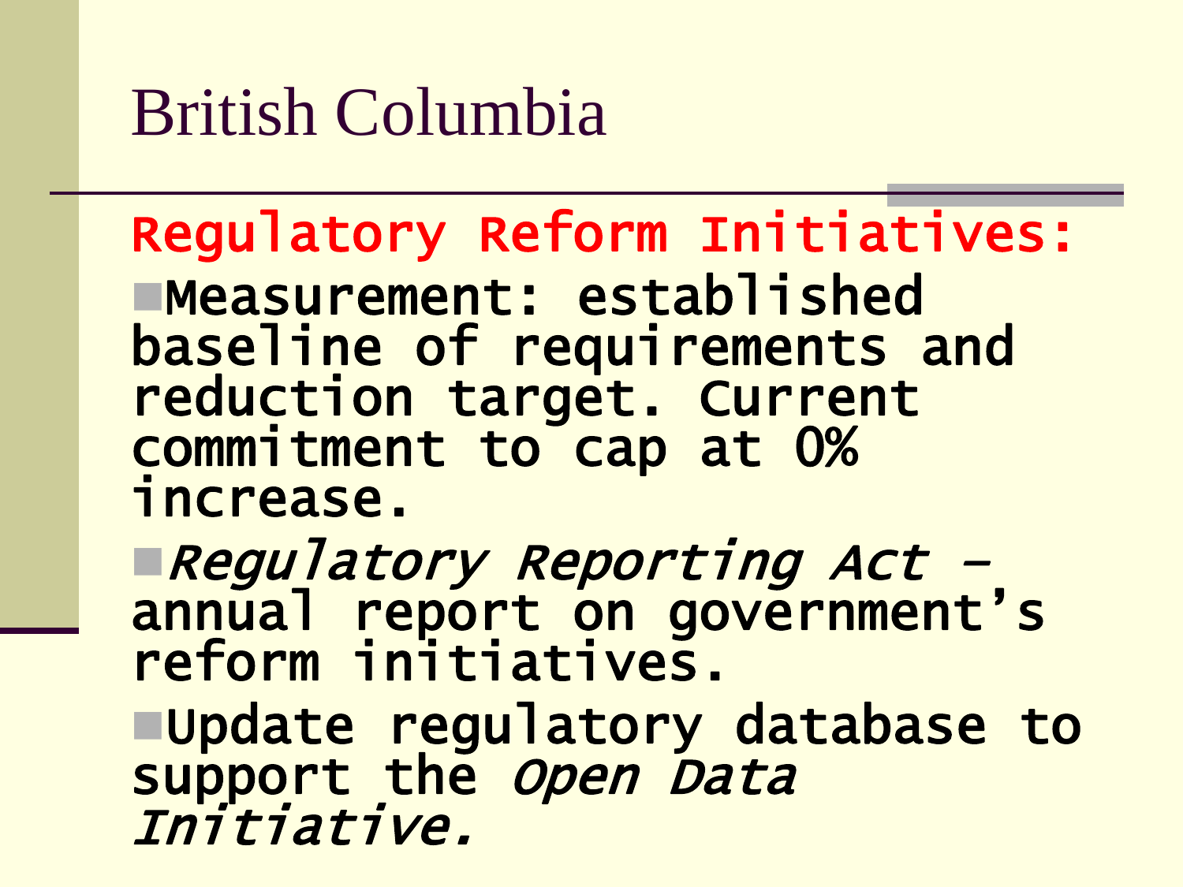# British Columbia

**Regulatory Reform Initiatives:**

- **Measurement: established baseline of requirements and reduction target. Current commitment to cap at 0% increase.**
- ***Regulatory Reporting Act*** **– annual report on government's reform initiatives.**
- **Update regulatory database to support the** ***Open Data Initiative.***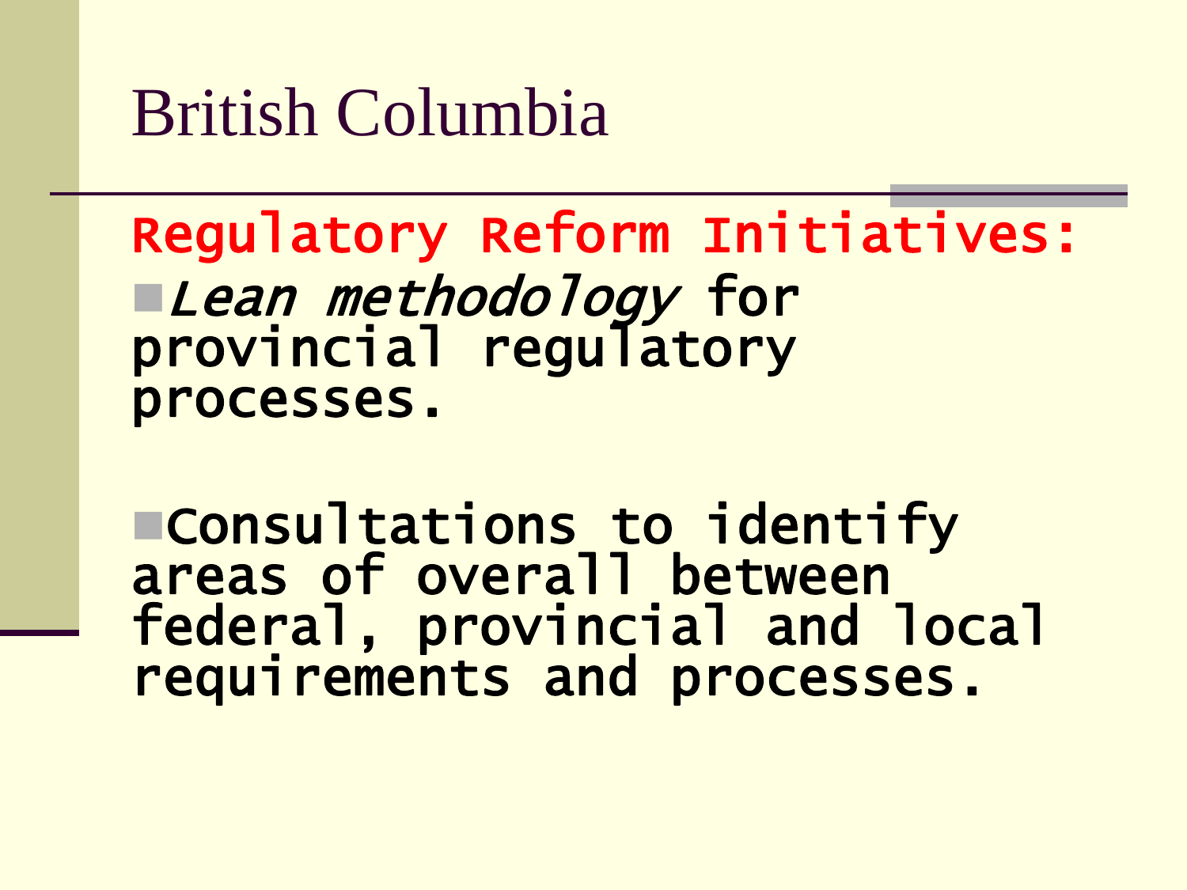# British Columbia

**Regulatory Reform Initiatives:**

- *Lean methodology* for provincial regulatory processes.
- Consultations to identify areas of overall between federal, provincial and local requirements and processes.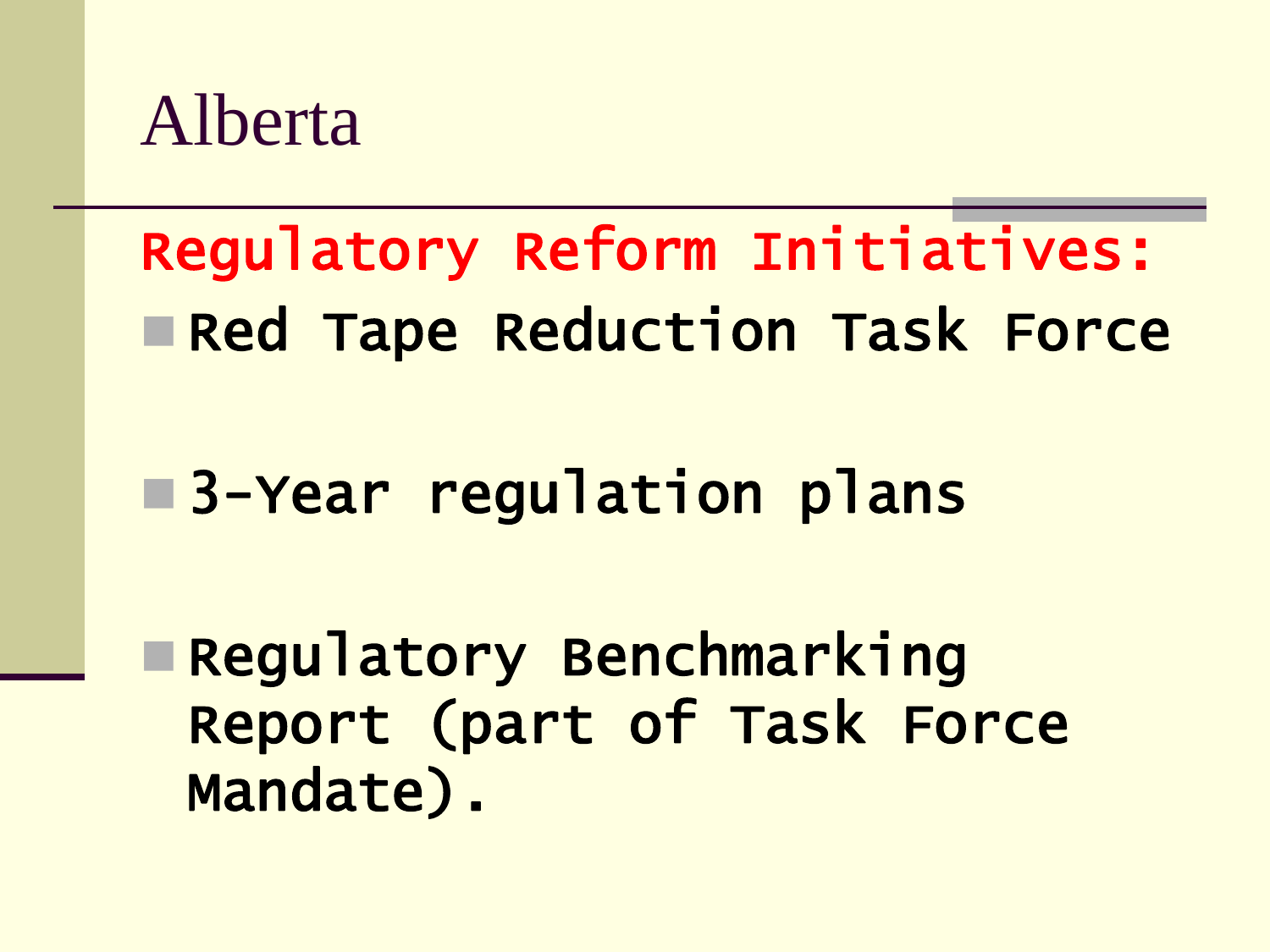# Alberta

**Regulatory Reform Initiatives:**

- Red Tape Reduction Task Force
- 3-Year regulation plans
- Regulatory Benchmarking Report (part of Task Force Mandate).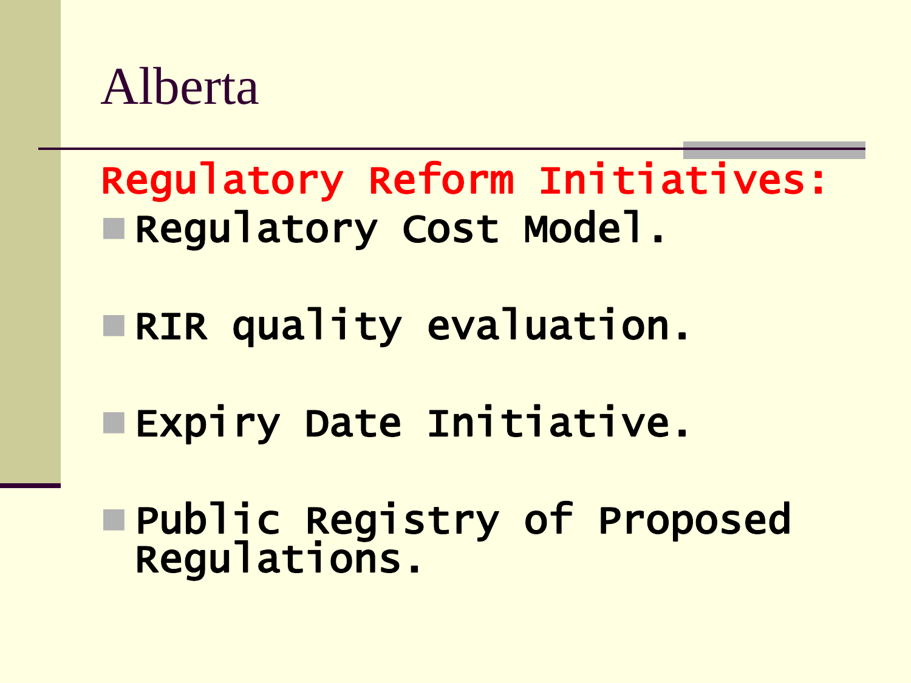# Alberta

**Regulatory Reform Initiatives:**

- Regulatory Cost Model.
- RIR quality evaluation.
- Expiry Date Initiative.
- Public Registry of Proposed Regulations.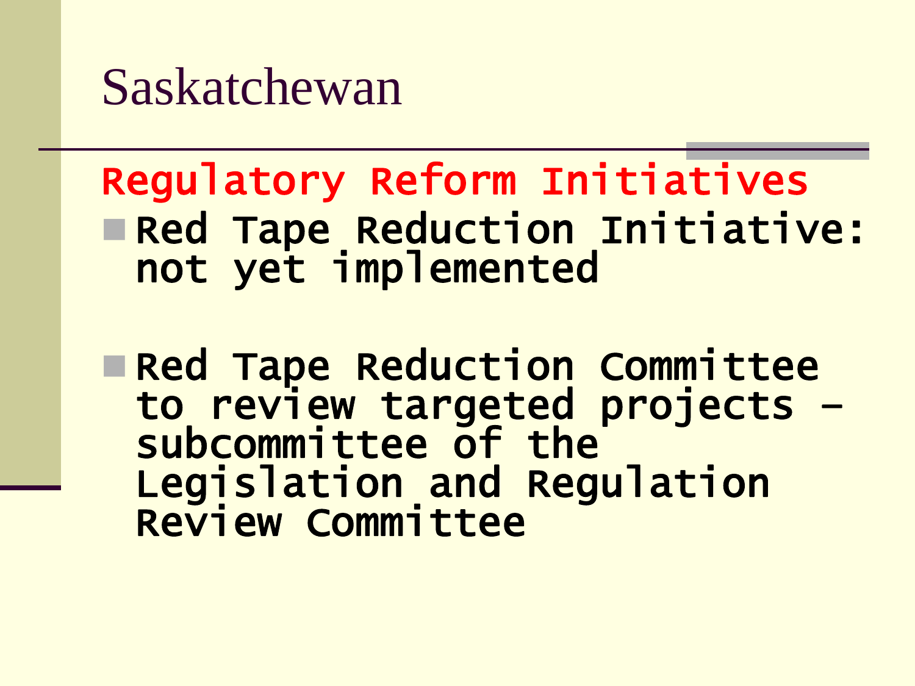# Saskatchewan

## Regulatory Reform Initiatives

- Red Tape Reduction Initiative: not yet implemented
- Red Tape Reduction Committee to review targeted projects – subcommittee of the Legislation and Regulation Review Committee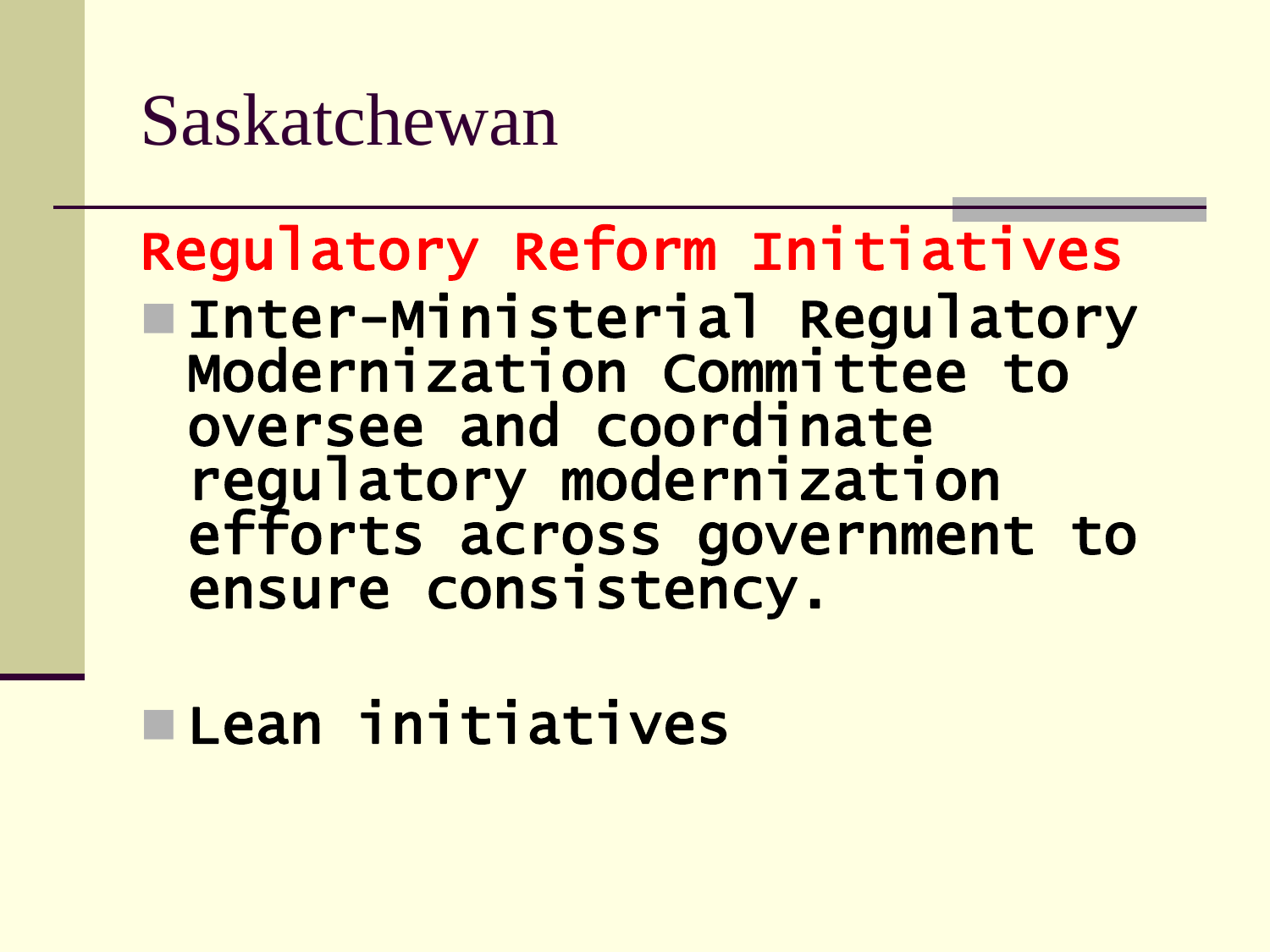# Saskatchewan

## Regulatory Reform Initiatives

- Inter-Ministerial Regulatory Modernization Committee to oversee and coordinate regulatory modernization efforts across government to ensure consistency.

- Lean initiatives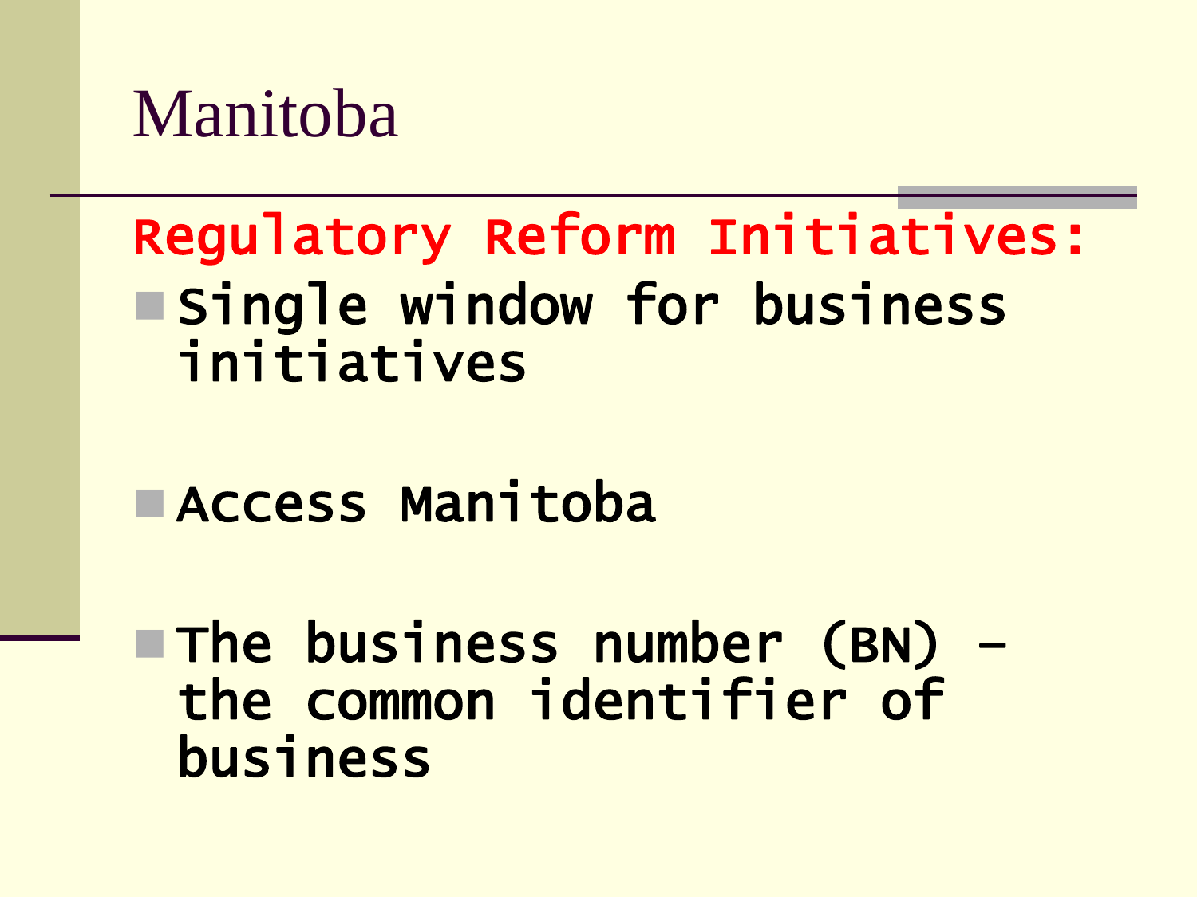# Manitoba

**Regulatory Reform Initiatives:**

- **Single window for business initiatives**
- **Access Manitoba**
- **The business number (BN) – the common identifier of business**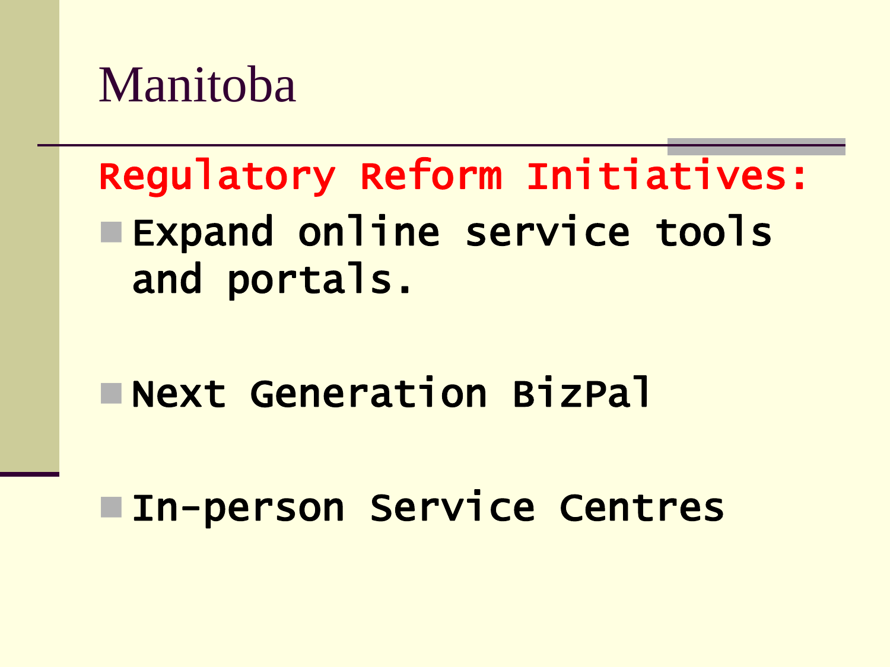# Manitoba

**Regulatory Reform Initiatives:**

- **Expand online service tools and portals.**
- **Next Generation BizPal**
- **In-person Service Centres**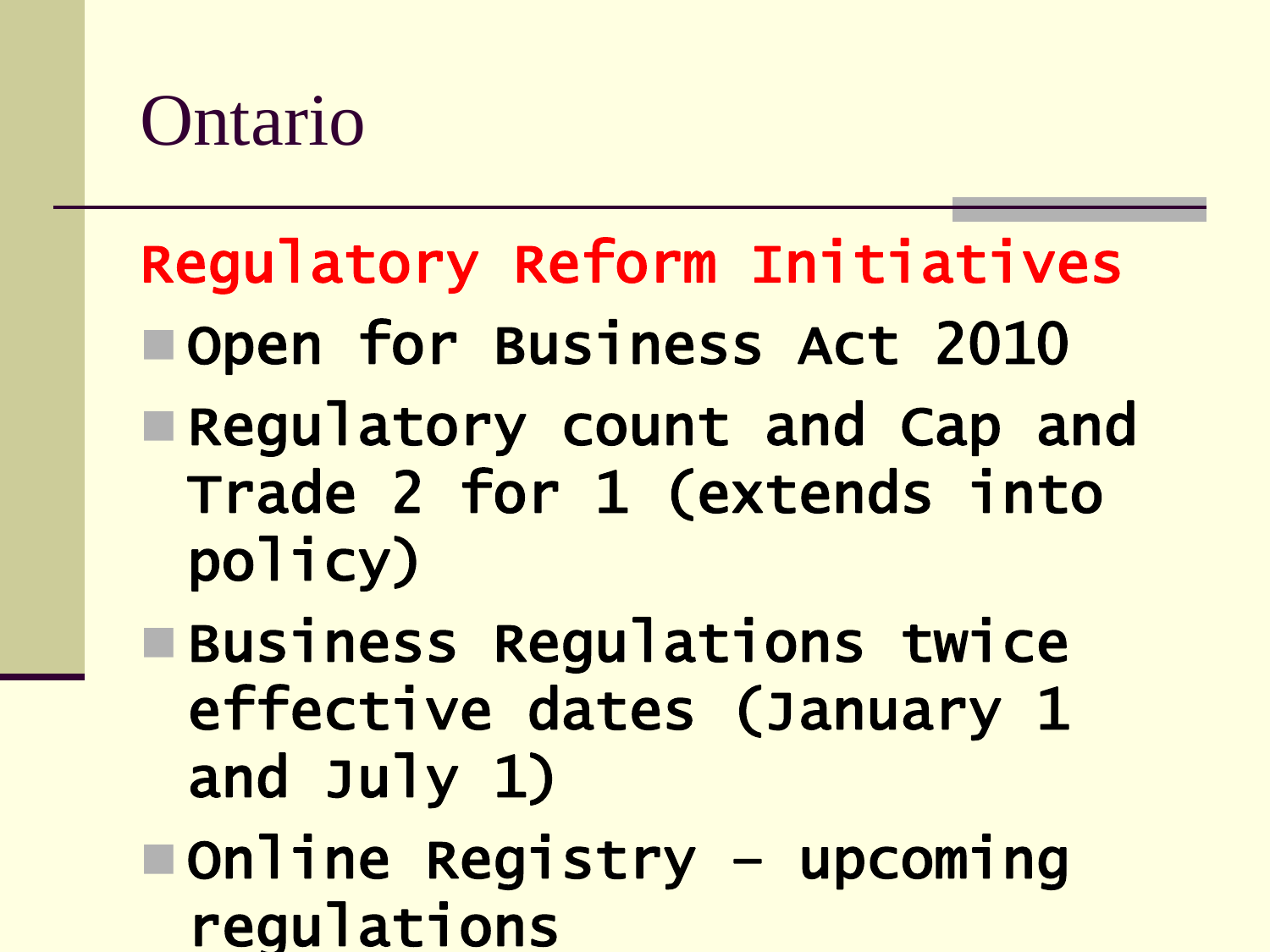# Ontario

## Regulatory Reform Initiatives

- Open for Business Act 2010
- Regulatory count and Cap and Trade 2 for 1 (extends into policy)
- Business Regulations twice effective dates (January 1 and July 1)
- Online Registry – upcoming regulations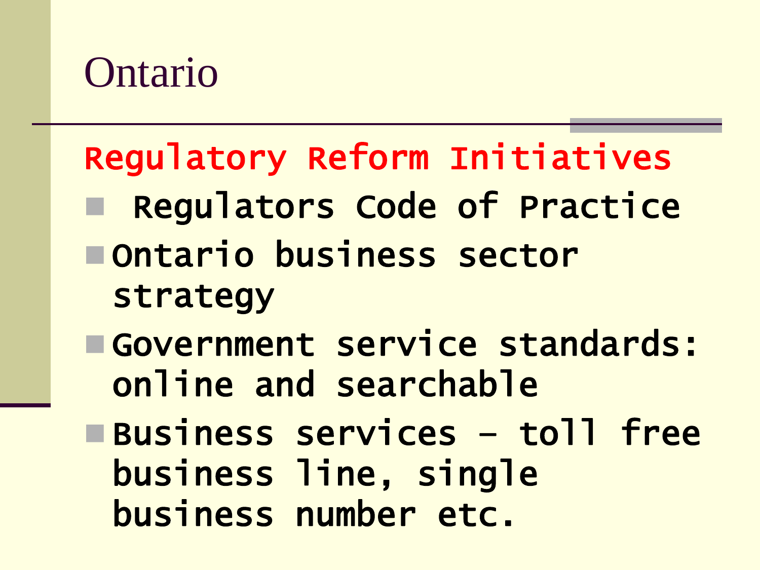# Ontario

## Regulatory Reform Initiatives

- Regulators Code of Practice
- Ontario business sector strategy
- Government service standards: online and searchable
- Business services – toll free business line, single business number etc.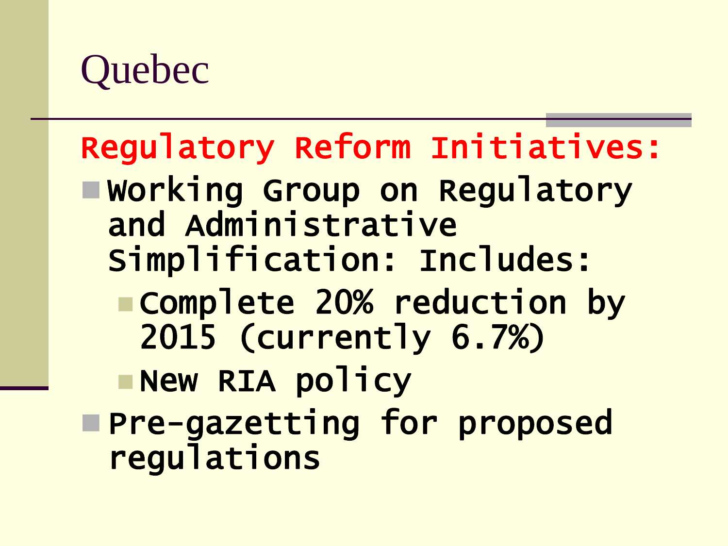# Quebec

**Regulatory Reform Initiatives:**

- Working Group on Regulatory and Administrative Simplification: Includes:
  - Complete 20% reduction by 2015 (currently 6.7%)
  - New RIA policy
- Pre-gazetting for proposed regulations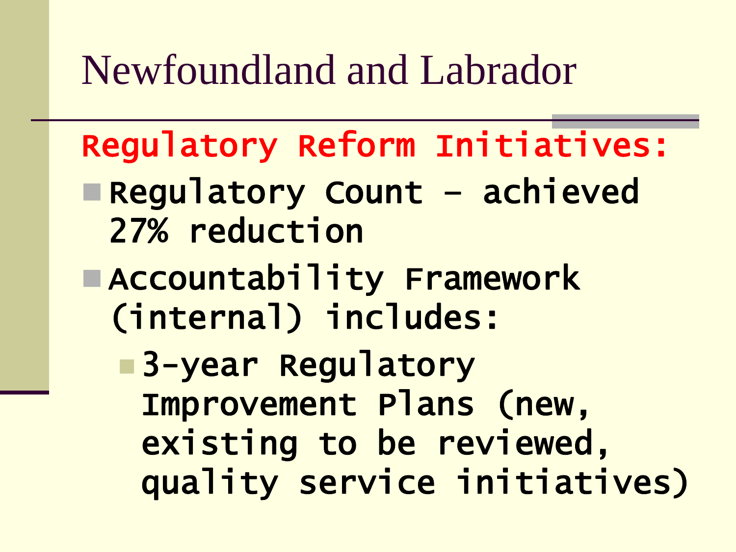# Newfoundland and Labrador

**Regulatory Reform Initiatives:**

- Regulatory Count – achieved 27% reduction
- Accountability Framework (internal) includes:
  - 3-year Regulatory Improvement Plans (new, existing to be reviewed, quality service initiatives)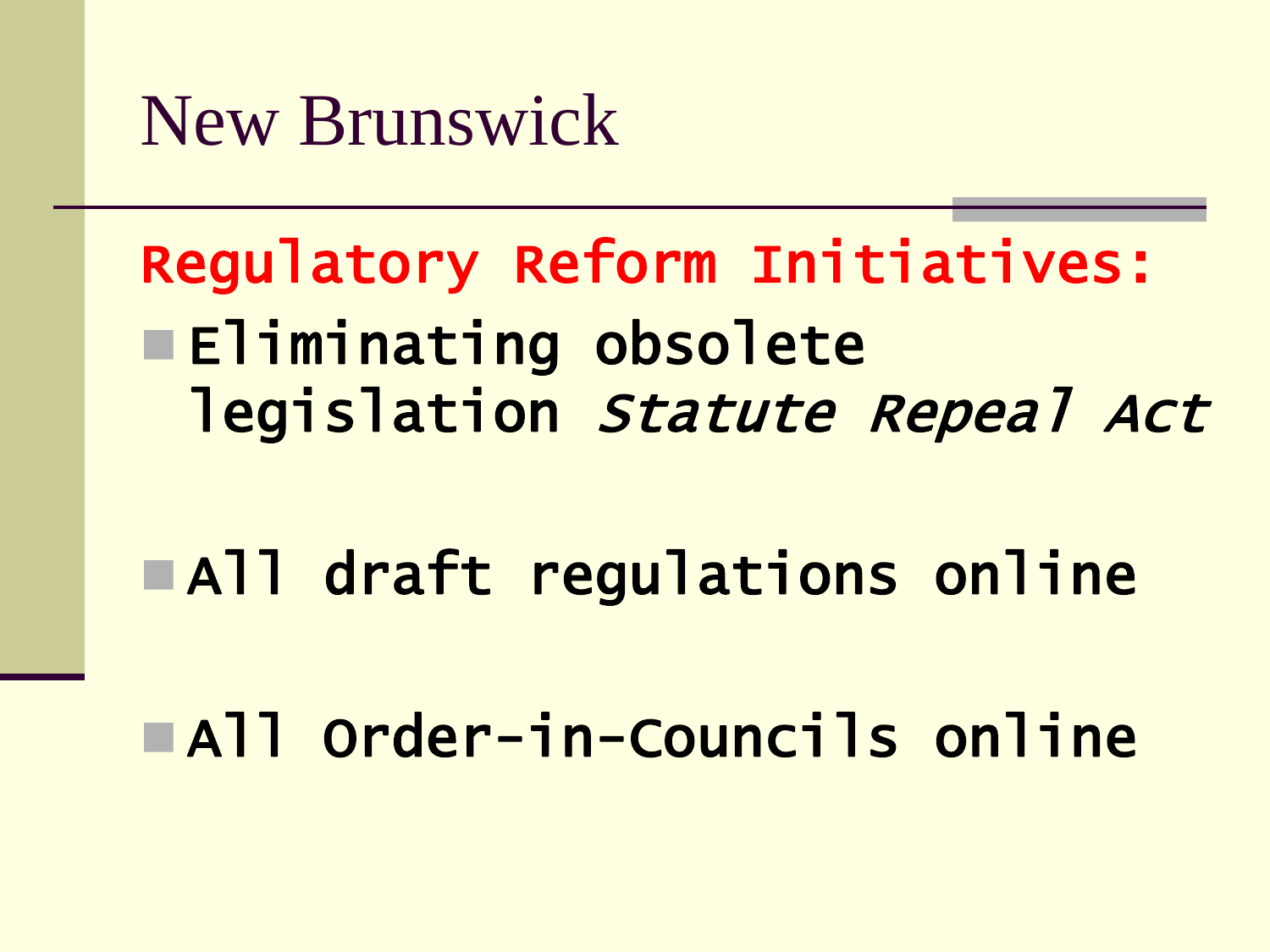# New Brunswick

**Regulatory Reform Initiatives:**

- **Eliminating obsolete legislation *Statute Repeal Act***
- **All draft regulations online**
- **All Order-in-Councils online**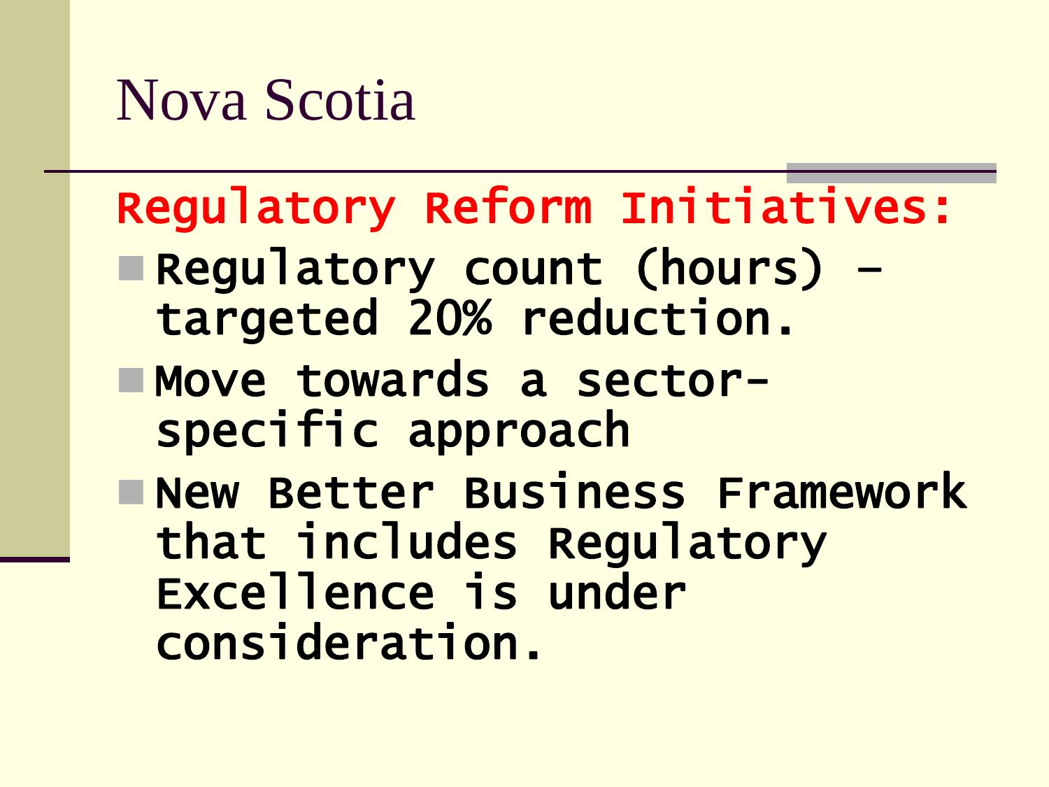# Nova Scotia

**Regulatory Reform Initiatives:**

- Regulatory count (hours) – targeted 20% reduction.
- Move towards a sector-specific approach
- New Better Business Framework that includes Regulatory Excellence is under consideration.